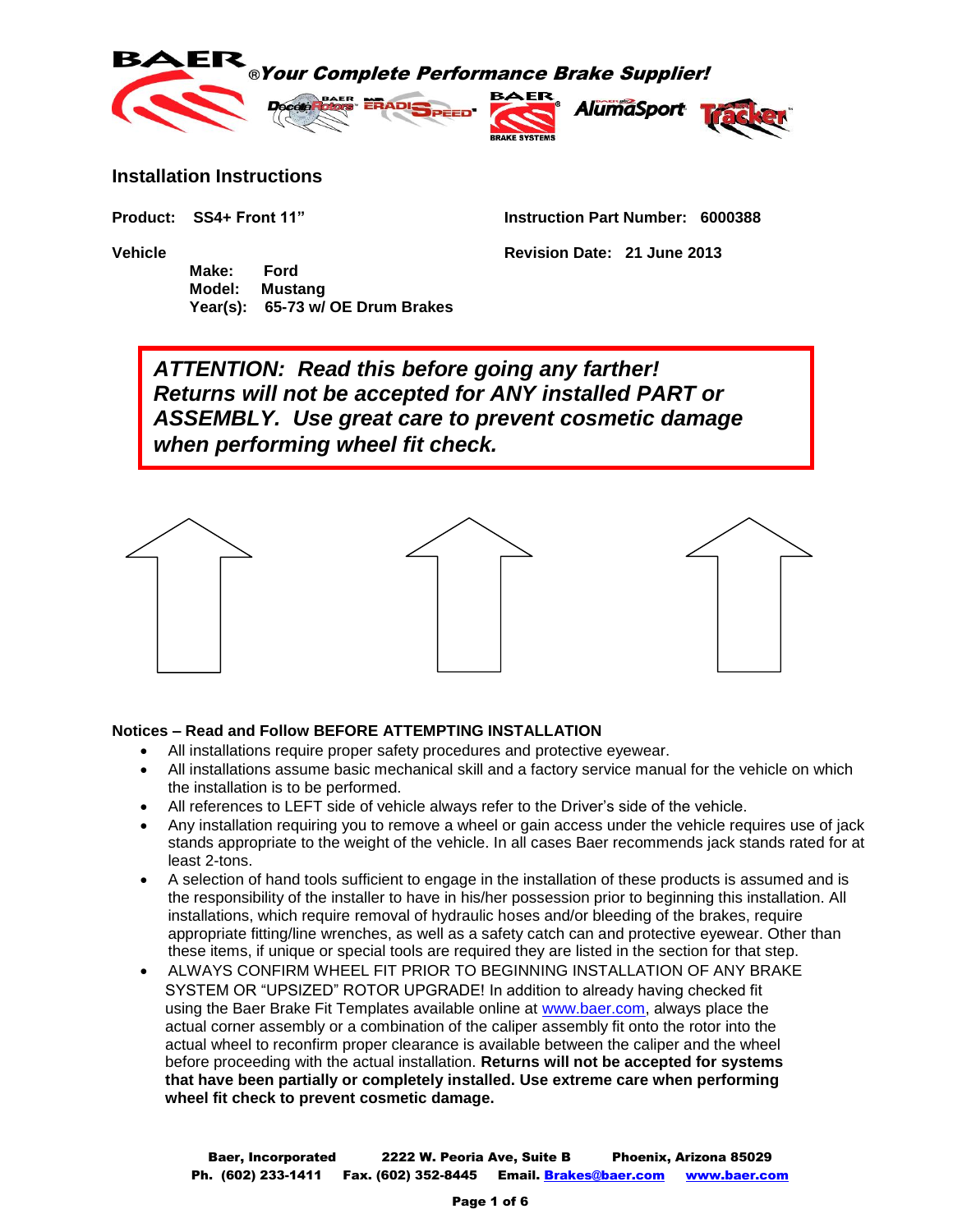BAER ®*Your Complete Performance Brake Supplier!*

## Installation Instructions

**Product: SS4+ Front 11"**

**Instruction Part Number: 6000388**

**Vehicle**

**Make: Ford**
**Model: Mustang**
**Year(s): 65-73 w/ OE Drum Brakes**

**Revision Date: 21 June 2013**

***ATTENTION: Read this before going any farther! Returns will not be accepted for ANY installed PART or ASSEMBLY. Use great care to prevent cosmetic damage when performing wheel fit check.***

**Notices – Read and Follow BEFORE ATTEMPTING INSTALLATION**

- All installations require proper safety procedures and protective eyewear.
- All installations assume basic mechanical skill and a factory service manual for the vehicle on which the installation is to be performed.
- All references to LEFT side of vehicle always refer to the Driver's side of the vehicle.
- Any installation requiring you to remove a wheel or gain access under the vehicle requires use of jack stands appropriate to the weight of the vehicle. In all cases Baer recommends jack stands rated for at least 2-tons.
- A selection of hand tools sufficient to engage in the installation of these products is assumed and is the responsibility of the installer to have in his/her possession prior to beginning this installation. All installations, which require removal of hydraulic hoses and/or bleeding of the brakes, require appropriate fitting/line wrenches, as well as a safety catch can and protective eyewear. Other than these items, if unique or special tools are required they are listed in the section for that step.
- ALWAYS CONFIRM WHEEL FIT PRIOR TO BEGINNING INSTALLATION OF ANY BRAKE SYSTEM OR "UPSIZED" ROTOR UPGRADE! In addition to already having checked fit using the Baer Brake Fit Templates available online at www.baer.com, always place the actual corner assembly or a combination of the caliper assembly fit onto the rotor into the actual wheel to reconfirm proper clearance is available between the caliper and the wheel before proceeding with the actual installation. **Returns will not be accepted for systems that have been partially or completely installed. Use extreme care when performing wheel fit check to prevent cosmetic damage.**

**Baer, Incorporated 2222 W. Peoria Ave, Suite B Phoenix, Arizona 85029**
**Ph. (602) 233-1411 Fax. (602) 352-8445 Email. Brakes@baer.com www.baer.com**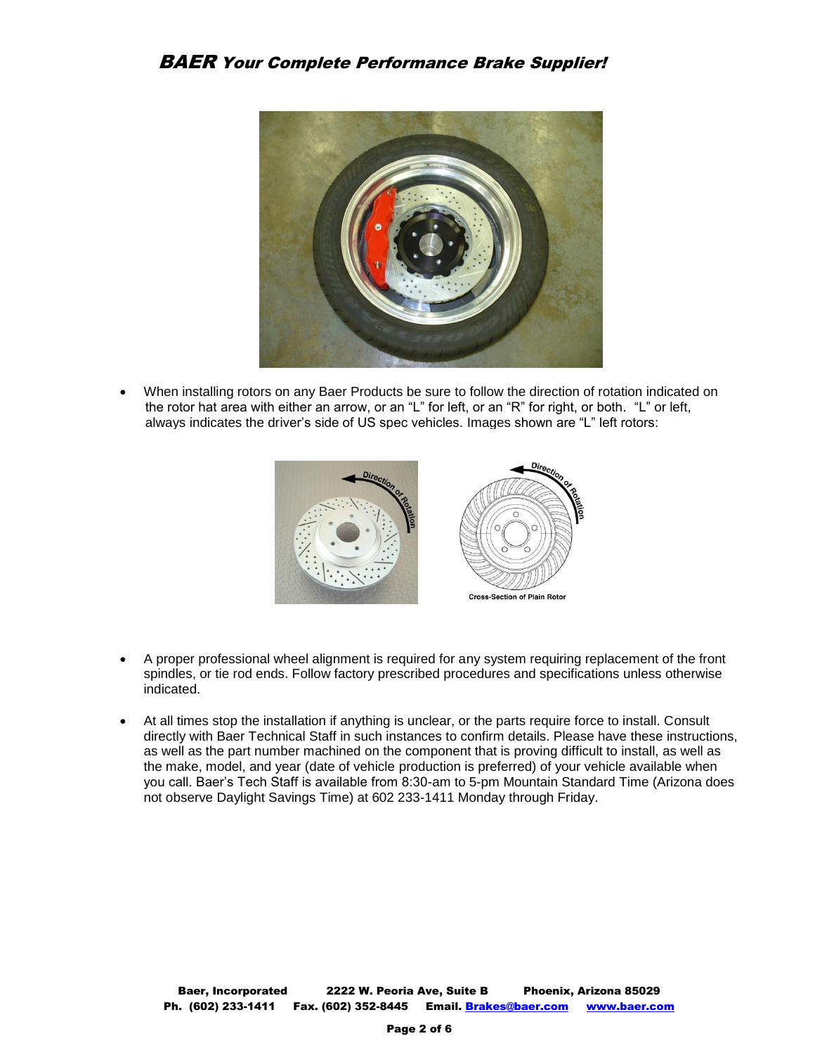- When installing rotors on any Baer Products be sure to follow the direction of rotation indicated on the rotor hat area with either an arrow, or an "L" for left, or an "R" for right, or both. "L" or left, always indicates the driver's side of US spec vehicles. Images shown are "L" left rotors:

Cross-Section of Plain Rotor

- A proper professional wheel alignment is required for any system requiring replacement of the front spindles, or tie rod ends. Follow factory prescribed procedures and specifications unless otherwise indicated.

- At all times stop the installation if anything is unclear, or the parts require force to install. Consult directly with Baer Technical Staff in such instances to confirm details. Please have these instructions, as well as the part number machined on the component that is proving difficult to install, as well as the make, model, and year (date of vehicle production is preferred) of your vehicle available when you call. Baer's Tech Staff is available from 8:30-am to 5-pm Mountain Standard Time (Arizona does not observe Daylight Savings Time) at 602 233-1411 Monday through Friday.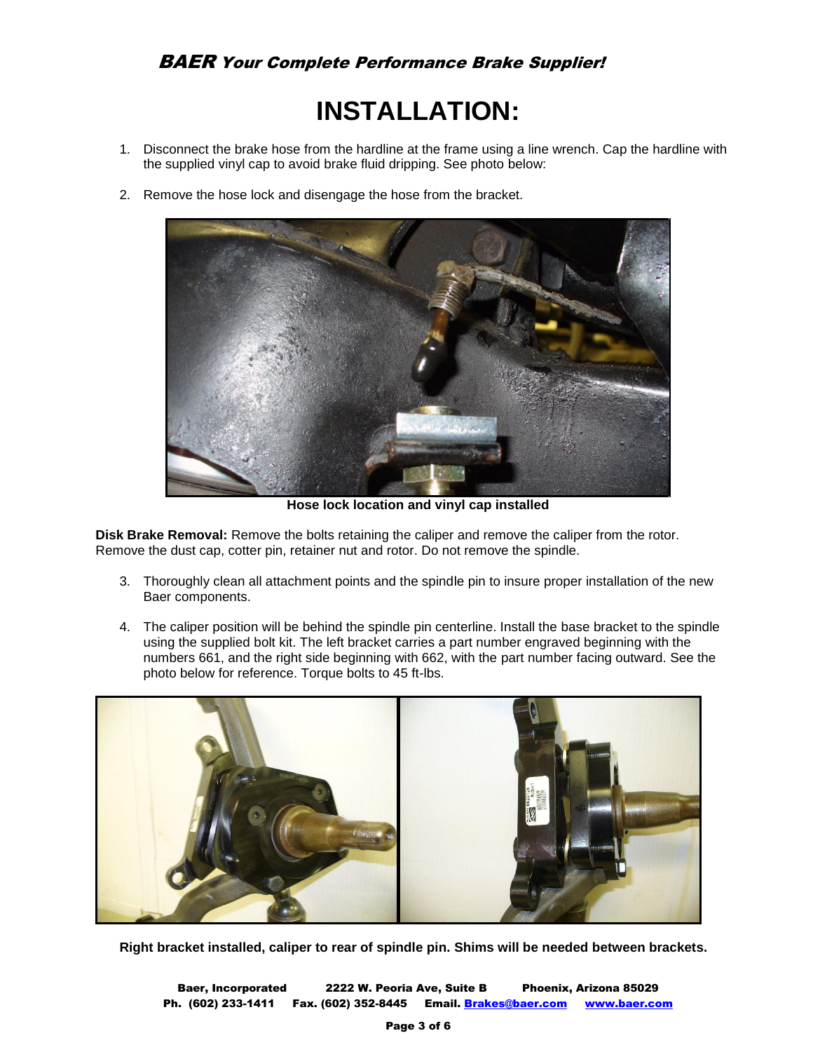# INSTALLATION:

1. Disconnect the brake hose from the hardline at the frame using a line wrench. Cap the hardline with the supplied vinyl cap to avoid brake fluid dripping. See photo below:

2. Remove the hose lock and disengage the hose from the bracket.

**Hose lock location and vinyl cap installed**

**Disk Brake Removal:** Remove the bolts retaining the caliper and remove the caliper from the rotor. Remove the dust cap, cotter pin, retainer nut and rotor. Do not remove the spindle.

3. Thoroughly clean all attachment points and the spindle pin to insure proper installation of the new Baer components.

4. The caliper position will be behind the spindle pin centerline. Install the base bracket to the spindle using the supplied bolt kit. The left bracket carries a part number engraved beginning with the numbers 661, and the right side beginning with 662, with the part number facing outward. See the photo below for reference. Torque bolts to 45 ft-lbs.

**Right bracket installed, caliper to rear of spindle pin. Shims will be needed between brackets.**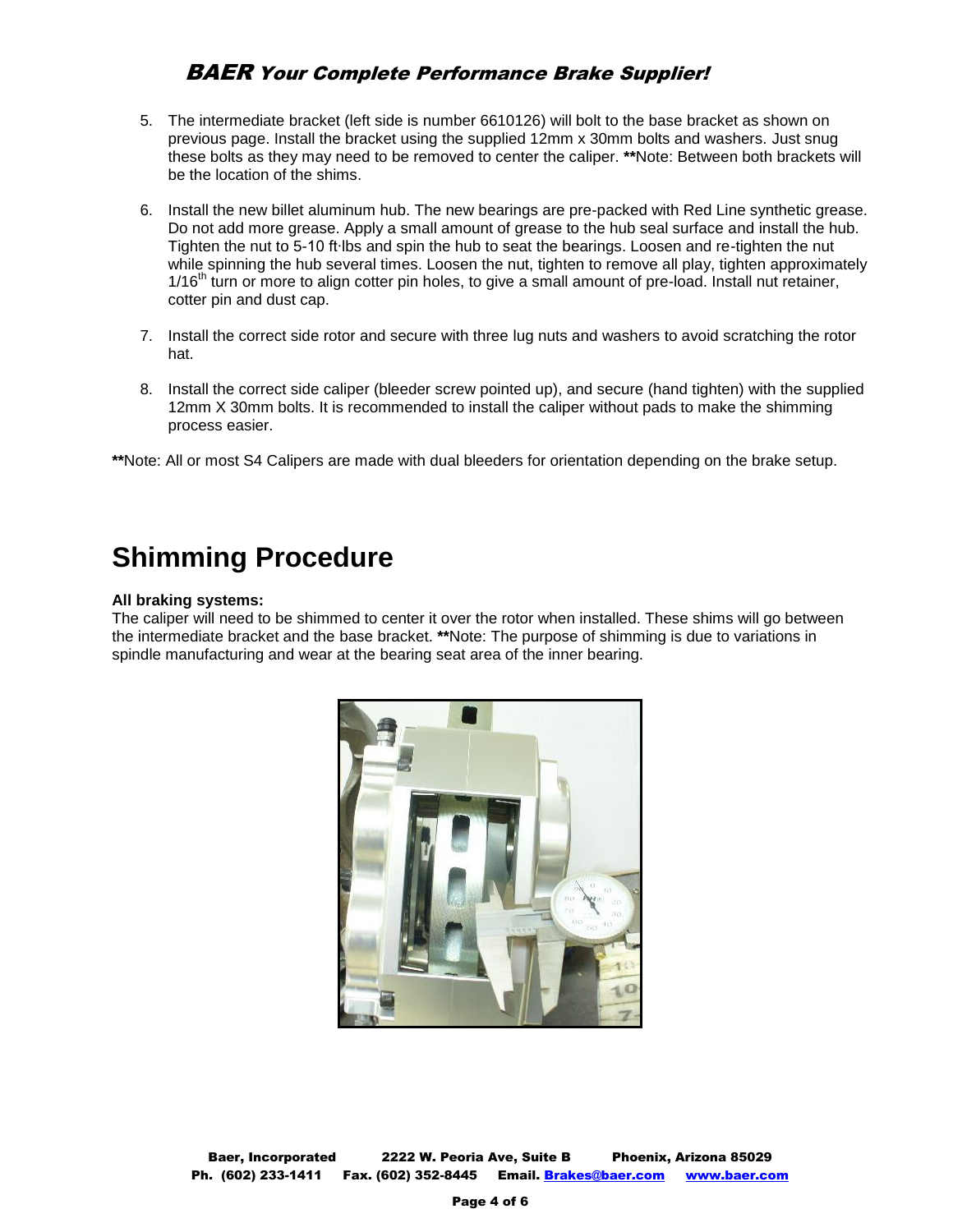5. The intermediate bracket (left side is number 6610126) will bolt to the base bracket as shown on previous page. Install the bracket using the supplied 12mm x 30mm bolts and washers. Just snug these bolts as they may need to be removed to center the caliper. **\*\***Note: Between both brackets will be the location of the shims.

6. Install the new billet aluminum hub. The new bearings are pre-packed with Red Line synthetic grease. Do not add more grease. Apply a small amount of grease to the hub seal surface and install the hub. Tighten the nut to 5-10 ft·lbs and spin the hub to seat the bearings. Loosen and re-tighten the nut while spinning the hub several times. Loosen the nut, tighten to remove all play, tighten approximately 1/16$^{th}$ turn or more to align cotter pin holes, to give a small amount of pre-load. Install nut retainer, cotter pin and dust cap.

7. Install the correct side rotor and secure with three lug nuts and washers to avoid scratching the rotor hat.

8. Install the correct side caliper (bleeder screw pointed up), and secure (hand tighten) with the supplied 12mm X 30mm bolts. It is recommended to install the caliper without pads to make the shimming process easier.

**\*\***Note: All or most S4 Calipers are made with dual bleeders for orientation depending on the brake setup.

# Shimming Procedure

**All braking systems:**

The caliper will need to be shimmed to center it over the rotor when installed. These shims will go between the intermediate bracket and the base bracket. **\*\***Note: The purpose of shimming is due to variations in spindle manufacturing and wear at the bearing seat area of the inner bearing.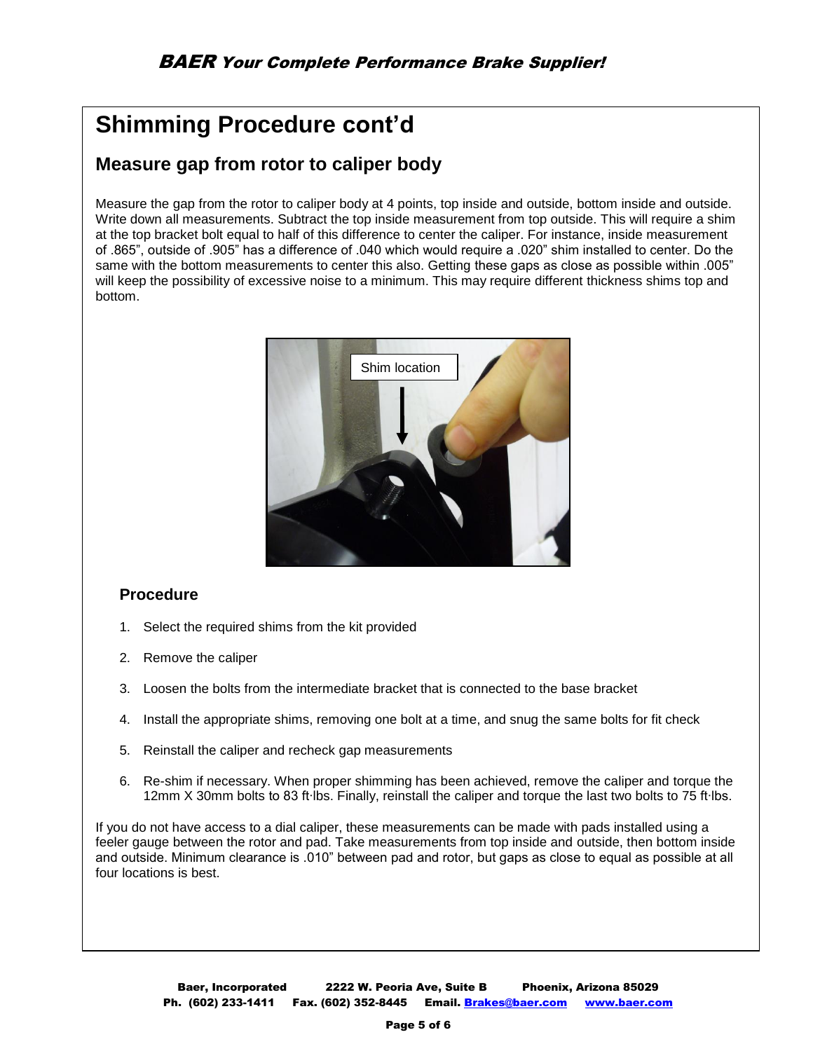# Shimming Procedure cont'd

## Measure gap from rotor to caliper body

Measure the gap from the rotor to caliper body at 4 points, top inside and outside, bottom inside and outside. Write down all measurements. Subtract the top inside measurement from top outside. This will require a shim at the top bracket bolt equal to half of this difference to center the caliper. For instance, inside measurement of .865", outside of .905" has a difference of .040 which would require a .020" shim installed to center. Do the same with the bottom measurements to center this also. Getting these gaps as close as possible within .005" will keep the possibility of excessive noise to a minimum. This may require different thickness shims top and bottom.

### Procedure

1. Select the required shims from the kit provided
2. Remove the caliper
3. Loosen the bolts from the intermediate bracket that is connected to the base bracket
4. Install the appropriate shims, removing one bolt at a time, and snug the same bolts for fit check
5. Reinstall the caliper and recheck gap measurements
6. Re-shim if necessary. When proper shimming has been achieved, remove the caliper and torque the 12mm X 30mm bolts to 83 ft·lbs. Finally, reinstall the caliper and torque the last two bolts to 75 ft·lbs.

If you do not have access to a dial caliper, these measurements can be made with pads installed using a feeler gauge between the rotor and pad. Take measurements from top inside and outside, then bottom inside and outside. Minimum clearance is .010" between pad and rotor, but gaps as close to equal as possible at all four locations is best.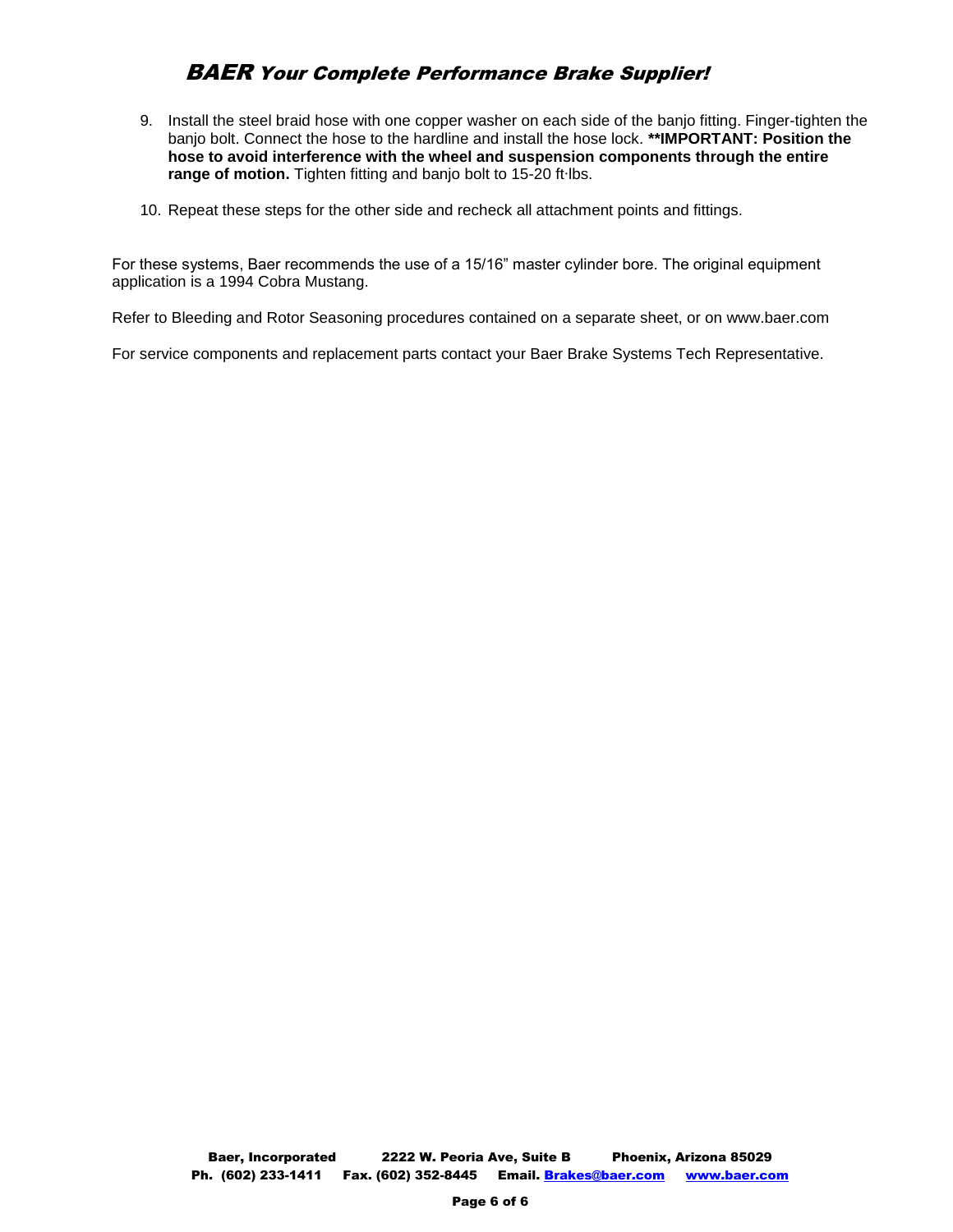9. Install the steel braid hose with one copper washer on each side of the banjo fitting. Finger-tighten the banjo bolt. Connect the hose to the hardline and install the hose lock. **\*\*IMPORTANT: Position the hose to avoid interference with the wheel and suspension components through the entire range of motion.** Tighten fitting and banjo bolt to 15-20 ft·lbs.

10. Repeat these steps for the other side and recheck all attachment points and fittings.

For these systems, Baer recommends the use of a 15/16" master cylinder bore. The original equipment application is a 1994 Cobra Mustang.

Refer to Bleeding and Rotor Seasoning procedures contained on a separate sheet, or on www.baer.com

For service components and replacement parts contact your Baer Brake Systems Tech Representative.